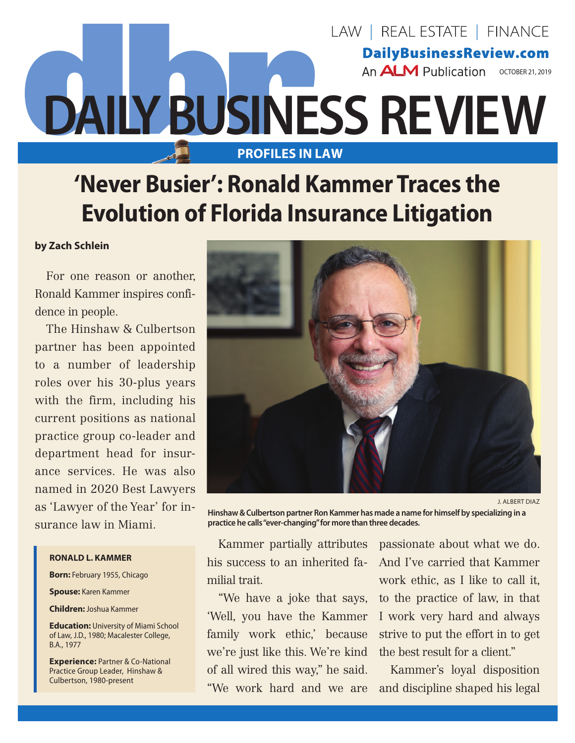LAW | REAL ESTATE | FINANCE

DailyBusinessReview.com

An ALM Publication OCTOBER 21, 2019

# DAILY BUSINESS REVIEW

PROFILES IN LAW

# 'Never Busier': Ronald Kammer Traces the Evolution of Florida Insurance Litigation

**by Zach Schlein**

For one reason or another, Ronald Kammer inspires confidence in people.

The Hinshaw & Culbertson partner has been appointed to a number of leadership roles over his 30-plus years with the firm, including his current positions as national practice group co-leader and department head for insurance services. He was also named in 2020 Best Lawyers as 'Lawyer of the Year' for insurance law in Miami.

J. ALBERT DIAZ

**Hinshaw & Culbertson partner Ron Kammer has made a name for himself by specializing in a practice he calls "ever-changing" for more than three decades.**

> **RONALD L. KAMMER**
>
> **Born:** February 1955, Chicago
>
> **Spouse:** Karen Kammer
>
> **Children:** Joshua Kammer
>
> **Education:** University of Miami School of Law, J.D., 1980; Macalester College, B.A., 1977
>
> **Experience:** Partner & Co-National Practice Group Leader, Hinshaw & Culbertson, 1980-present

Kammer partially attributes his success to an inherited familial trait.

"We have a joke that says, 'Well, you have the Kammer family work ethic,' because we're just like this. We're kind of all wired this way," he said. "We work hard and we are passionate about what we do. And I've carried that Kammer work ethic, as I like to call it, to the practice of law, in that I work very hard and always strive to put the effort in to get the best result for a client."

Kammer's loyal disposition and discipline shaped his legal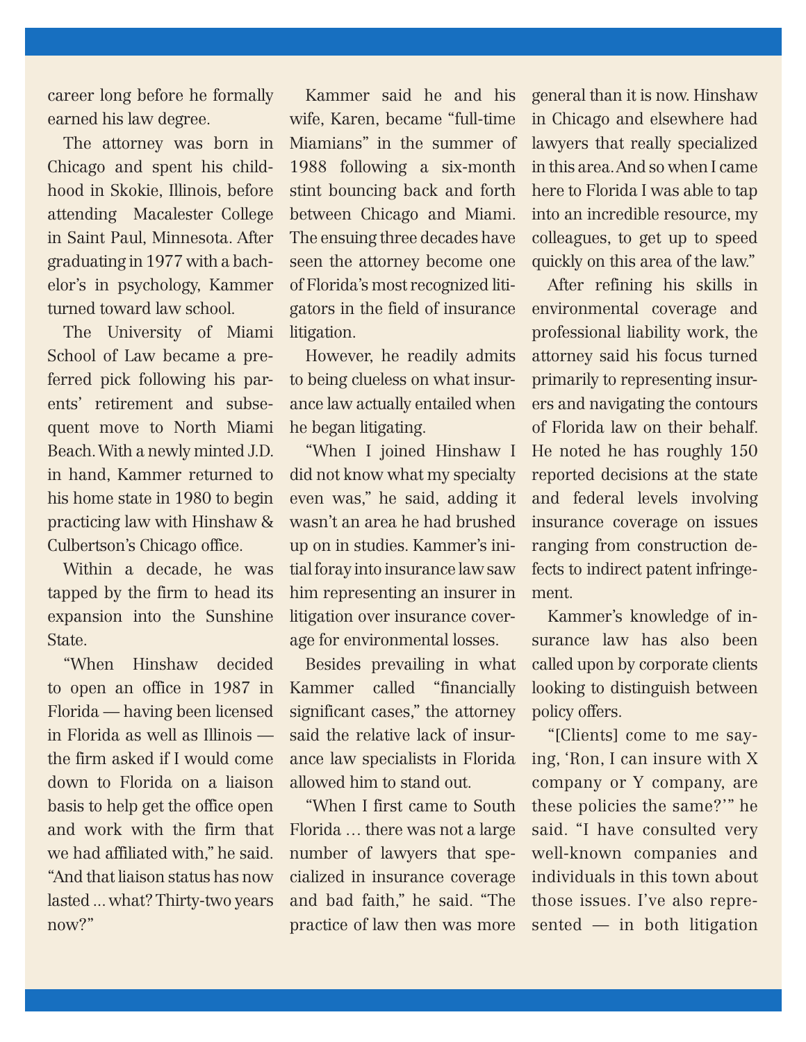career long before he formally earned his law degree.

The attorney was born in Chicago and spent his childhood in Skokie, Illinois, before attending Macalester College in Saint Paul, Minnesota. After graduating in 1977 with a bachelor's in psychology, Kammer turned toward law school.

The University of Miami School of Law became a preferred pick following his parents' retirement and subsequent move to North Miami Beach. With a newly minted J.D. in hand, Kammer returned to his home state in 1980 to begin practicing law with Hinshaw & Culbertson's Chicago office.

Within a decade, he was tapped by the firm to head its expansion into the Sunshine State.

"When Hinshaw decided to open an office in 1987 in Florida — having been licensed in Florida as well as Illinois — the firm asked if I would come down to Florida on a liaison basis to help get the office open and work with the firm that we had affiliated with," he said. "And that liaison status has now lasted … what? Thirty-two years now?"

Kammer said he and his wife, Karen, became "full-time Miamians" in the summer of 1988 following a six-month stint bouncing back and forth between Chicago and Miami. The ensuing three decades have seen the attorney become one of Florida's most recognized litigators in the field of insurance litigation.

However, he readily admits to being clueless on what insurance law actually entailed when he began litigating.

"When I joined Hinshaw I did not know what my specialty even was," he said, adding it wasn't an area he had brushed up on in studies. Kammer's initial foray into insurance law saw him representing an insurer in litigation over insurance coverage for environmental losses.

Besides prevailing in what Kammer called "financially significant cases," the attorney said the relative lack of insurance law specialists in Florida allowed him to stand out.

"When I first came to South Florida … there was not a large number of lawyers that specialized in insurance coverage and bad faith," he said. "The practice of law then was more general than it is now. Hinshaw in Chicago and elsewhere had lawyers that really specialized in this area. And so when I came here to Florida I was able to tap into an incredible resource, my colleagues, to get up to speed quickly on this area of the law."

After refining his skills in environmental coverage and professional liability work, the attorney said his focus turned primarily to representing insurers and navigating the contours of Florida law on their behalf. He noted he has roughly 150 reported decisions at the state and federal levels involving insurance coverage on issues ranging from construction defects to indirect patent infringement.

Kammer's knowledge of insurance law has also been called upon by corporate clients looking to distinguish between policy offers.

"[Clients] come to me saying, 'Ron, I can insure with X company or Y company, are these policies the same?'" he said. "I have consulted very well-known companies and individuals in this town about those issues. I've also represented — in both litigation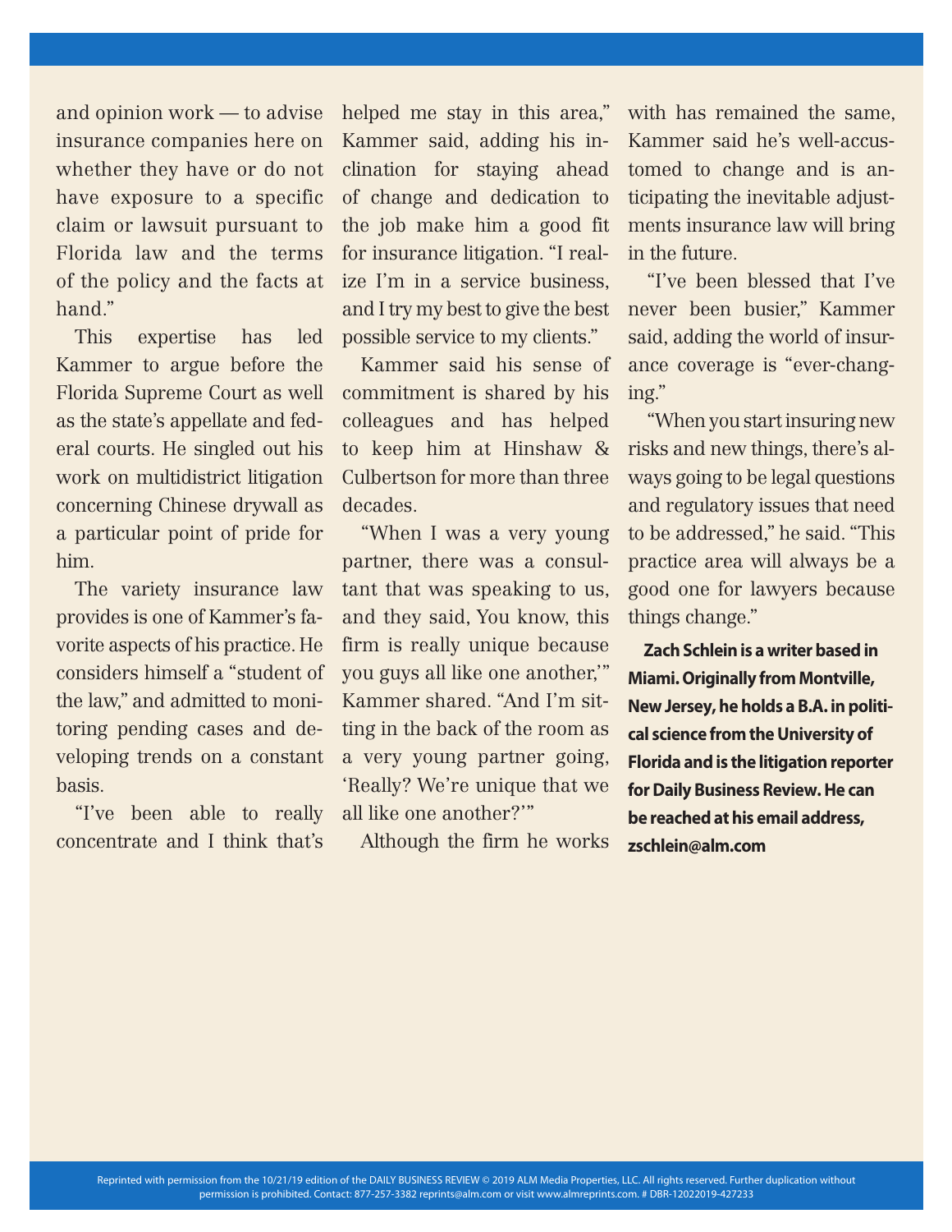and opinion work — to advise insurance companies here on whether they have or do not have exposure to a specific claim or lawsuit pursuant to Florida law and the terms of the policy and the facts at hand."

This expertise has led Kammer to argue before the Florida Supreme Court as well as the state's appellate and federal courts. He singled out his work on multidistrict litigation concerning Chinese drywall as a particular point of pride for him.

The variety insurance law provides is one of Kammer's favorite aspects of his practice. He considers himself a "student of the law," and admitted to monitoring pending cases and developing trends on a constant basis.

"I've been able to really concentrate and I think that's helped me stay in this area," Kammer said, adding his inclination for staying ahead of change and dedication to the job make him a good fit for insurance litigation. "I realize I'm in a service business, and I try my best to give the best possible service to my clients."

Kammer said his sense of commitment is shared by his colleagues and has helped to keep him at Hinshaw & Culbertson for more than three decades.

"When I was a very young partner, there was a consultant that was speaking to us, and they said, You know, this firm is really unique because you guys all like one another,'" Kammer shared. "And I'm sitting in the back of the room as a very young partner going, 'Really? We're unique that we all like one another?'"

Although the firm he works with has remained the same, Kammer said he's well-accustomed to change and is anticipating the inevitable adjustments insurance law will bring in the future.

"I've been blessed that I've never been busier," Kammer said, adding the world of insurance coverage is "ever-changing."

"When you start insuring new risks and new things, there's always going to be legal questions and regulatory issues that need to be addressed," he said. "This practice area will always be a good one for lawyers because things change."

**Zach Schlein is a writer based in Miami. Originally from Montville, New Jersey, he holds a B.A. in political science from the University of Florida and is the litigation reporter for Daily Business Review. He can be reached at his email address, zschlein@alm.com**

Reprinted with permission from the 10/21/19 edition of the DAILY BUSINESS REVIEW © 2019 ALM Media Properties, LLC. All rights reserved. Further duplication without permission is prohibited. Contact: 877-257-3382 reprints@alm.com or visit www.almreprints.com. # DBR-12022019-427233